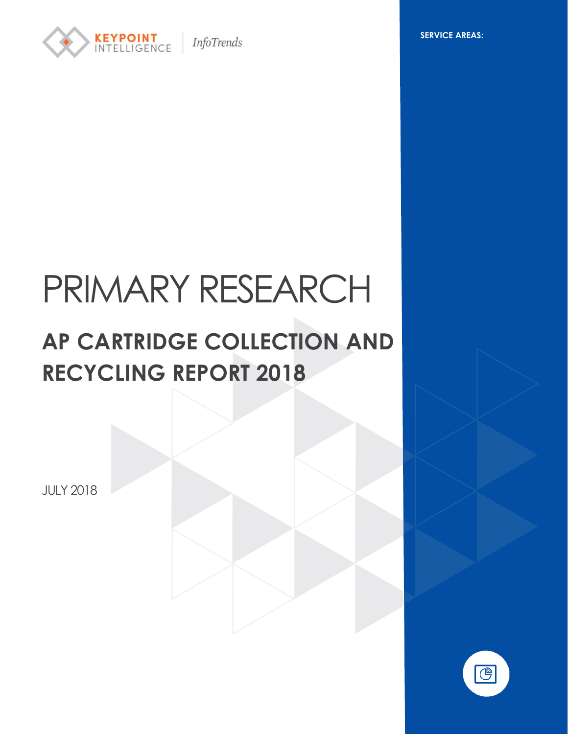KEYPOINT INTELLIGENCE | InfoTrends

**SERVICE AREAS:**

# PRIMARY RESEARCH

## AP CARTRIDGE COLLECTION AND RECYCLING REPORT 2018

JULY 2018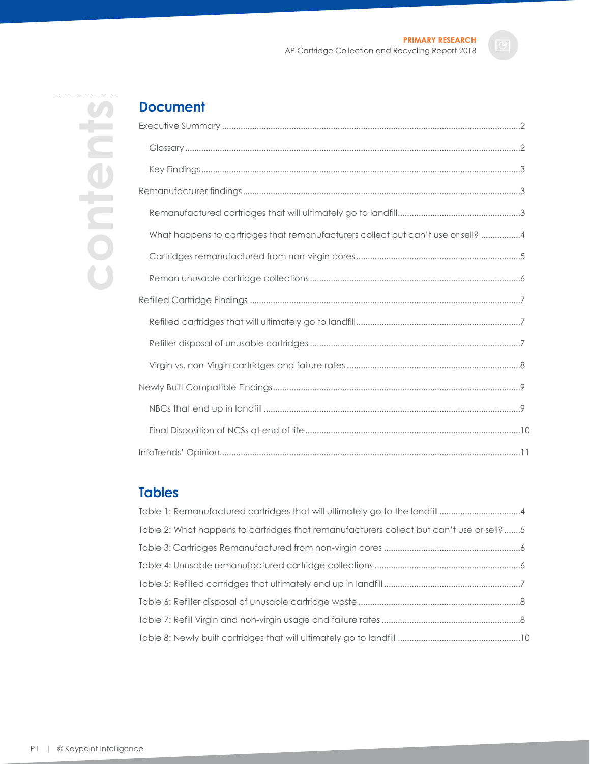# contents

## Document

Executive Summary ....................................................................................................2

- Glossary ....................................................................................................2
- Key Findings ....................................................................................................3

Remanufacturer findings ....................................................................................................3

- Remanufactured cartridges that will ultimately go to landfill ....................................................................................................3
- What happens to cartridges that remanufacturers collect but can't use or sell? ....................................................................................................4
- Cartridges remanufactured from non-virgin cores ....................................................................................................5
- Reman unusable cartridge collections ....................................................................................................6

Refilled Cartridge Findings ....................................................................................................7

- Refilled cartridges that will ultimately go to landfill ....................................................................................................7
- Refiller disposal of unusable cartridges ....................................................................................................7
- Virgin vs. non-Virgin cartridges and failure rates ....................................................................................................8

Newly Built Compatible Findings ....................................................................................................9

- NBCs that end up in landfill ....................................................................................................9
- Final Disposition of NCSs at end of life ....................................................................................................10

InfoTrends' Opinion ....................................................................................................11

## Tables

Table 1: Remanufactured cartridges that will ultimately go to the landfill ....................................................................................................4

Table 2: What happens to cartridges that remanufacturers collect but can't use or sell? ....................................................................................................5

Table 3: Cartridges Remanufactured from non-virgin cores ....................................................................................................6

Table 4: Unusable remanufactured cartridge collections ....................................................................................................6

Table 5: Refilled cartridges that ultimately end up in landfill ....................................................................................................7

Table 6: Refiller disposal of unusable cartridge waste ....................................................................................................8

Table 7: Refill Virgin and non-virgin usage and failure rates ....................................................................................................8

Table 8: Newly built cartridges that will ultimately go to landfill ....................................................................................................10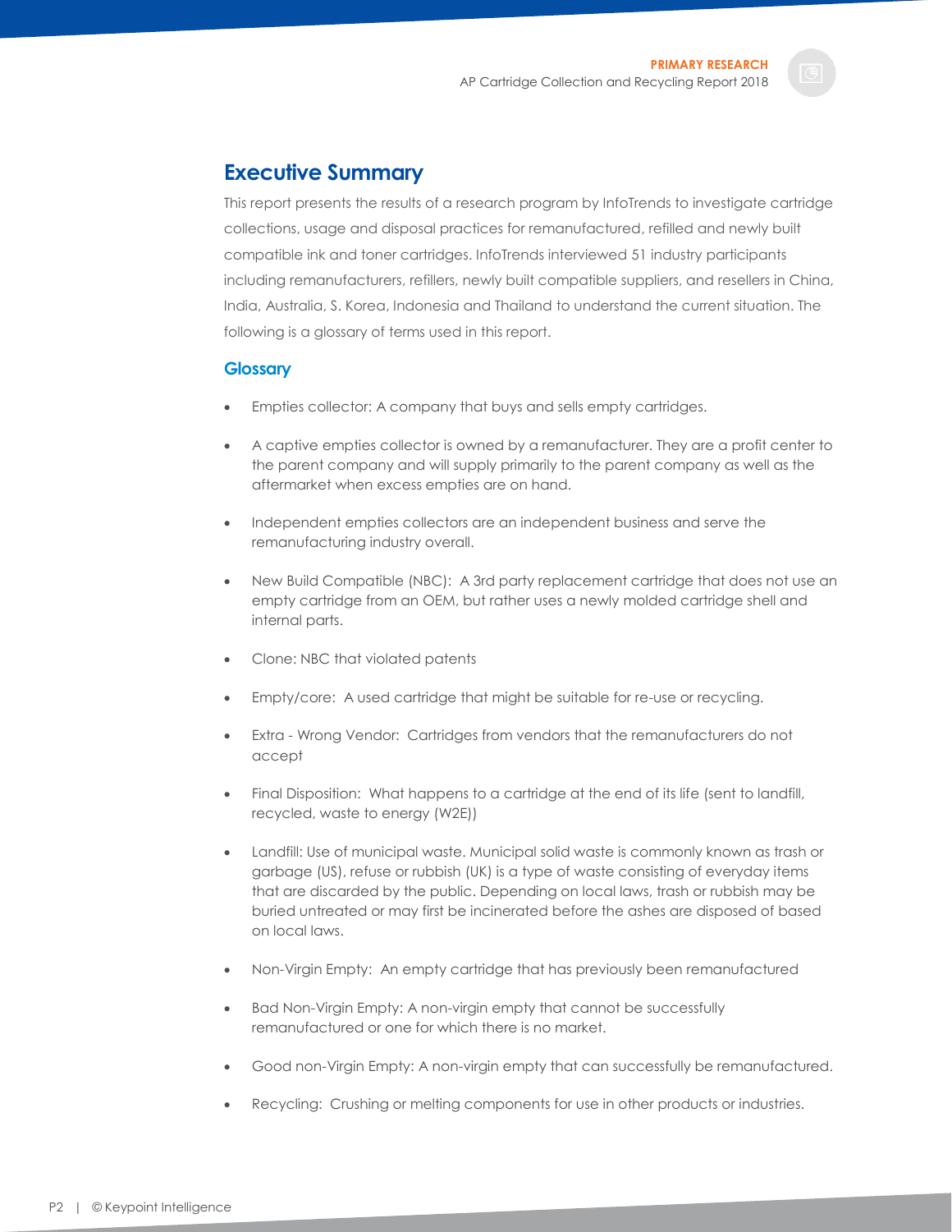## Executive Summary

This report presents the results of a research program by InfoTrends to investigate cartridge collections, usage and disposal practices for remanufactured, refilled and newly built compatible ink and toner cartridges. InfoTrends interviewed 51 industry participants including remanufacturers, refillers, newly built compatible suppliers, and resellers in China, India, Australia, S. Korea, Indonesia and Thailand to understand the current situation. The following is a glossary of terms used in this report.

### Glossary

- Empties collector: A company that buys and sells empty cartridges.
- A captive empties collector is owned by a remanufacturer. They are a profit center to the parent company and will supply primarily to the parent company as well as the aftermarket when excess empties are on hand.
- Independent empties collectors are an independent business and serve the remanufacturing industry overall.
- New Build Compatible (NBC): A 3rd party replacement cartridge that does not use an empty cartridge from an OEM, but rather uses a newly molded cartridge shell and internal parts.
- Clone: NBC that violated patents
- Empty/core: A used cartridge that might be suitable for re-use or recycling.
- Extra - Wrong Vendor: Cartridges from vendors that the remanufacturers do not accept
- Final Disposition: What happens to a cartridge at the end of its life (sent to landfill, recycled, waste to energy (W2E))
- Landfill: Use of municipal waste. Municipal solid waste is commonly known as trash or garbage (US), refuse or rubbish (UK) is a type of waste consisting of everyday items that are discarded by the public. Depending on local laws, trash or rubbish may be buried untreated or may first be incinerated before the ashes are disposed of based on local laws.
- Non-Virgin Empty: An empty cartridge that has previously been remanufactured
- Bad Non-Virgin Empty: A non-virgin empty that cannot be successfully remanufactured or one for which there is no market.
- Good non-Virgin Empty: A non-virgin empty that can successfully be remanufactured.
- Recycling: Crushing or melting components for use in other products or industries.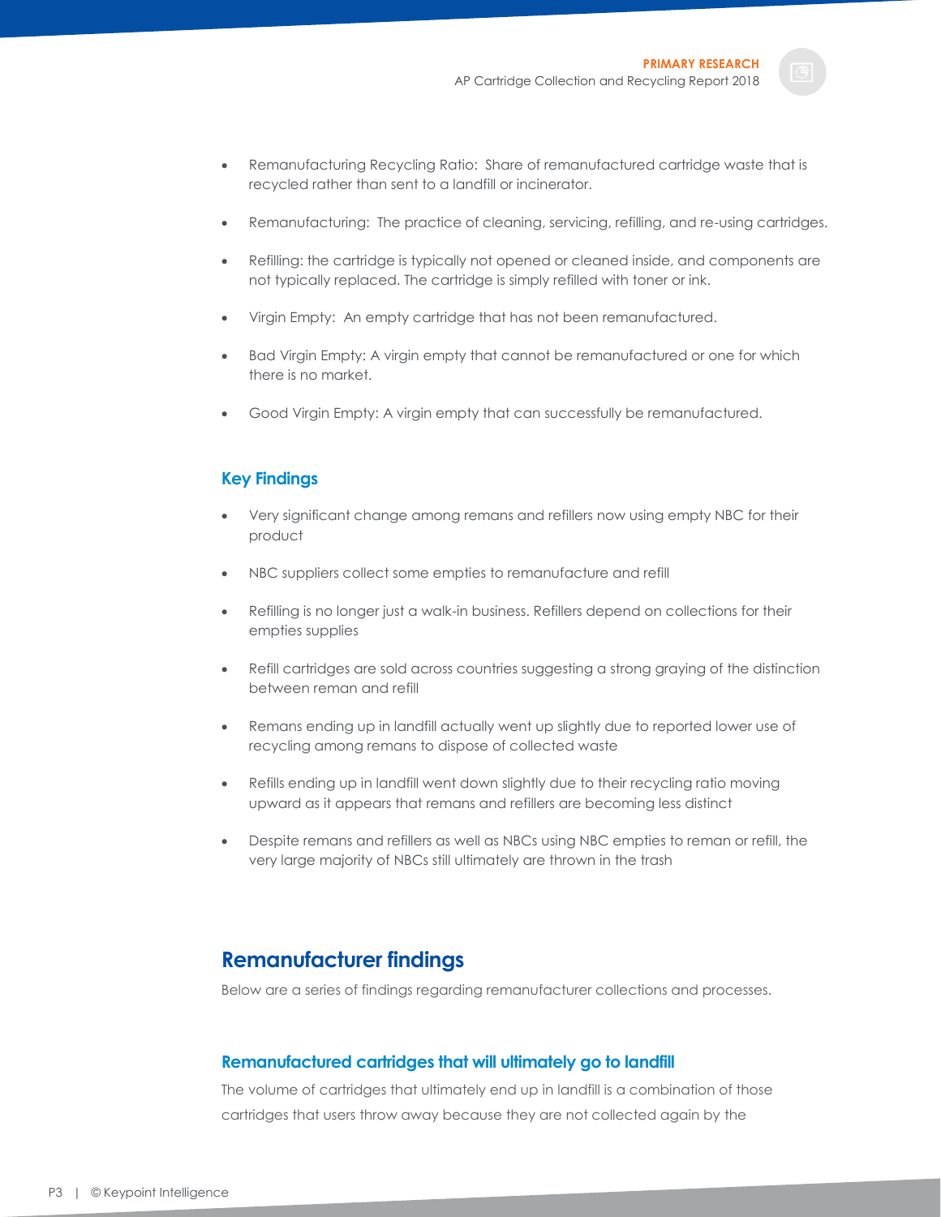- Remanufacturing Recycling Ratio: Share of remanufactured cartridge waste that is recycled rather than sent to a landfill or incinerator.
- Remanufacturing: The practice of cleaning, servicing, refilling, and re-using cartridges.
- Refilling: the cartridge is typically not opened or cleaned inside, and components are not typically replaced. The cartridge is simply refilled with toner or ink.
- Virgin Empty: An empty cartridge that has not been remanufactured.
- Bad Virgin Empty: A virgin empty that cannot be remanufactured or one for which there is no market.
- Good Virgin Empty: A virgin empty that can successfully be remanufactured.

### Key Findings

- Very significant change among remans and refillers now using empty NBC for their product
- NBC suppliers collect some empties to remanufacture and refill
- Refilling is no longer just a walk-in business. Refillers depend on collections for their empties supplies
- Refill cartridges are sold across countries suggesting a strong graying of the distinction between reman and refill
- Remans ending up in landfill actually went up slightly due to reported lower use of recycling among remans to dispose of collected waste
- Refills ending up in landfill went down slightly due to their recycling ratio moving upward as it appears that remans and refillers are becoming less distinct
- Despite remans and refillers as well as NBCs using NBC empties to reman or refill, the very large majority of NBCs still ultimately are thrown in the trash

## Remanufacturer findings

Below are a series of findings regarding remanufacturer collections and processes.

### Remanufactured cartridges that will ultimately go to landfill

The volume of cartridges that ultimately end up in landfill is a combination of those cartridges that users throw away because they are not collected again by the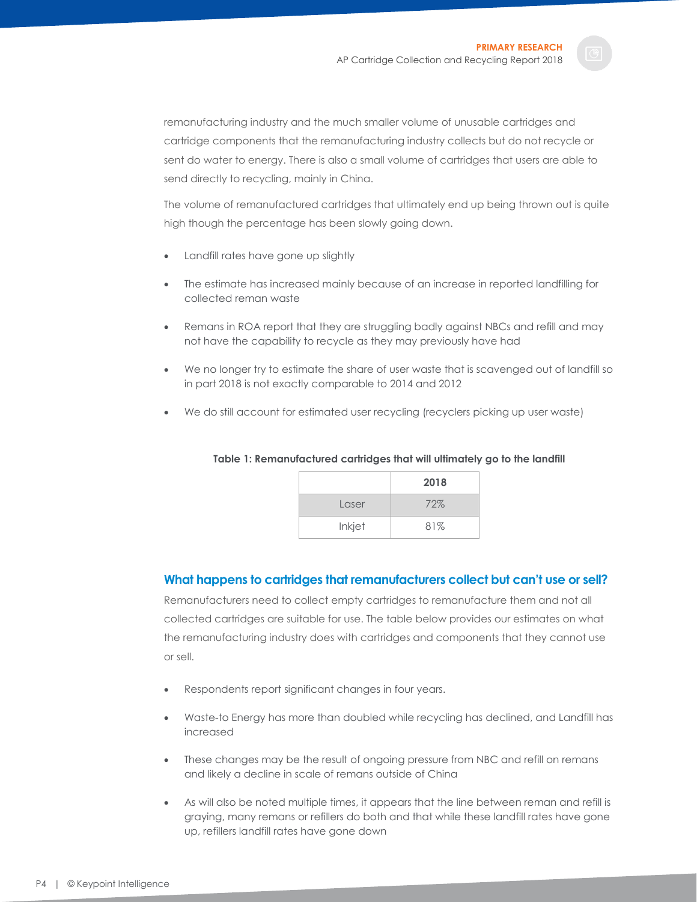remanufacturing industry and the much smaller volume of unusable cartridges and cartridge components that the remanufacturing industry collects but do not recycle or sent do water to energy. There is also a small volume of cartridges that users are able to send directly to recycling, mainly in China.

The volume of remanufactured cartridges that ultimately end up being thrown out is quite high though the percentage has been slowly going down.

- Landfill rates have gone up slightly
- The estimate has increased mainly because of an increase in reported landfilling for collected reman waste
- Remans in ROA report that they are struggling badly against NBCs and refill and may not have the capability to recycle as they may previously have had
- We no longer try to estimate the share of user waste that is scavenged out of landfill so in part 2018 is not exactly comparable to 2014 and 2012
- We do still account for estimated user recycling (recyclers picking up user waste)

**Table 1: Remanufactured cartridges that will ultimately go to the landfill**

| | 2018 |
|---|---|
| Laser | 72% |
| Inkjet | 81% |

## What happens to cartridges that remanufacturers collect but can't use or sell?

Remanufacturers need to collect empty cartridges to remanufacture them and not all collected cartridges are suitable for use. The table below provides our estimates on what the remanufacturing industry does with cartridges and components that they cannot use or sell.

- Respondents report significant changes in four years.
- Waste-to Energy has more than doubled while recycling has declined, and Landfill has increased
- These changes may be the result of ongoing pressure from NBC and refill on remans and likely a decline in scale of remans outside of China
- As will also be noted multiple times, it appears that the line between reman and refill is graying, many remans or refillers do both and that while these landfill rates have gone up, refillers landfill rates have gone down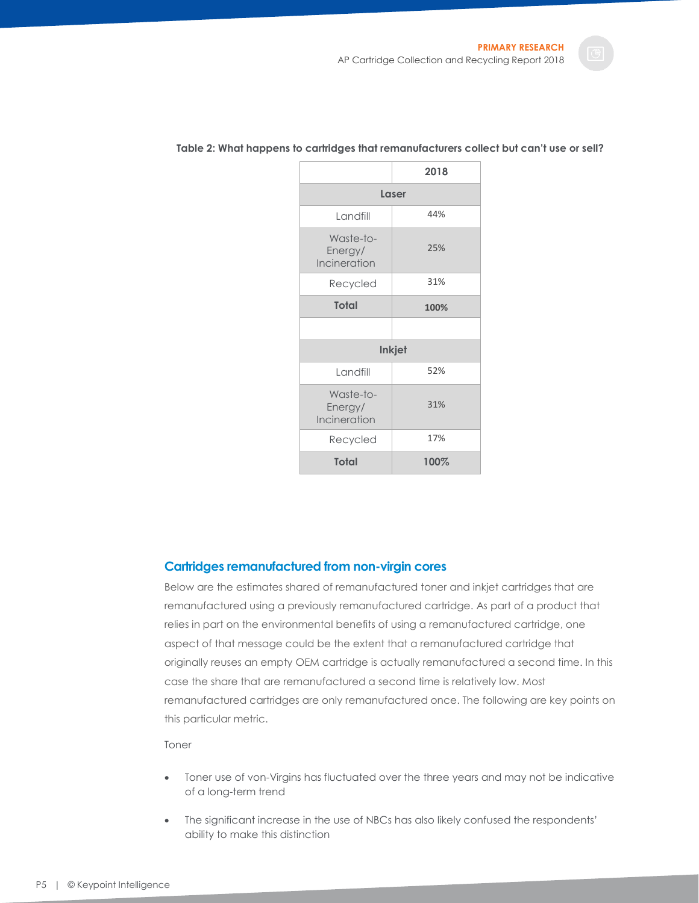**Table 2: What happens to cartridges that remanufacturers collect but can't use or sell?**

| | 2018 |
|---|---|
| **Laser** | |
| Landfill | 44% |
| Waste-to-Energy/ Incineration | 25% |
| Recycled | 31% |
| **Total** | **100%** |
| | |
| **Inkjet** | |
| Landfill | 52% |
| Waste-to-Energy/ Incineration | 31% |
| Recycled | 17% |
| **Total** | **100%** |

## Cartridges remanufactured from non-virgin cores

Below are the estimates shared of remanufactured toner and inkjet cartridges that are remanufactured using a previously remanufactured cartridge. As part of a product that relies in part on the environmental benefits of using a remanufactured cartridge, one aspect of that message could be the extent that a remanufactured cartridge that originally reuses an empty OEM cartridge is actually remanufactured a second time. In this case the share that are remanufactured a second time is relatively low. Most remanufactured cartridges are only remanufactured once. The following are key points on this particular metric.

Toner

- Toner use of von-Virgins has fluctuated over the three years and may not be indicative of a long-term trend
- The significant increase in the use of NBCs has also likely confused the respondents' ability to make this distinction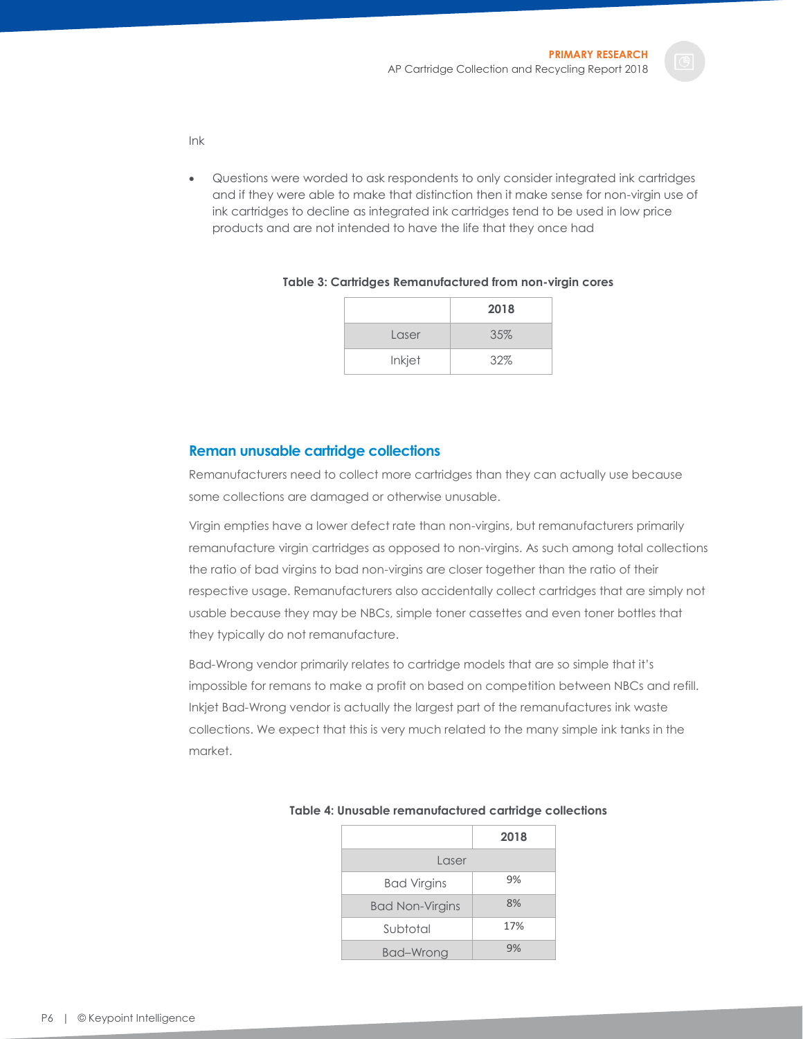Ink

- Questions were worded to ask respondents to only consider integrated ink cartridges and if they were able to make that distinction then it make sense for non-virgin use of ink cartridges to decline as integrated ink cartridges tend to be used in low price products and are not intended to have the life that they once had

**Table 3: Cartridges Remanufactured from non-virgin cores**

| | 2018 |
|---|---|
| Laser | 35% |
| Inkjet | 32% |

## Reman unusable cartridge collections

Remanufacturers need to collect more cartridges than they can actually use because some collections are damaged or otherwise unusable.

Virgin empties have a lower defect rate than non-virgins, but remanufacturers primarily remanufacture virgin cartridges as opposed to non-virgins. As such among total collections the ratio of bad virgins to bad non-virgins are closer together than the ratio of their respective usage. Remanufacturers also accidentally collect cartridges that are simply not usable because they may be NBCs, simple toner cassettes and even toner bottles that they typically do not remanufacture.

Bad-Wrong vendor primarily relates to cartridge models that are so simple that it's impossible for remans to make a profit on based on competition between NBCs and refill. Inkjet Bad-Wrong vendor is actually the largest part of the remanufactures ink waste collections. We expect that this is very much related to the many simple ink tanks in the market.

**Table 4: Unusable remanufactured cartridge collections**

| | 2018 |
|---|---|
| Laser | |
| Bad Virgins | 9% |
| Bad Non-Virgins | 8% |
| Subtotal | 17% |
| Bad–Wrong | 9% |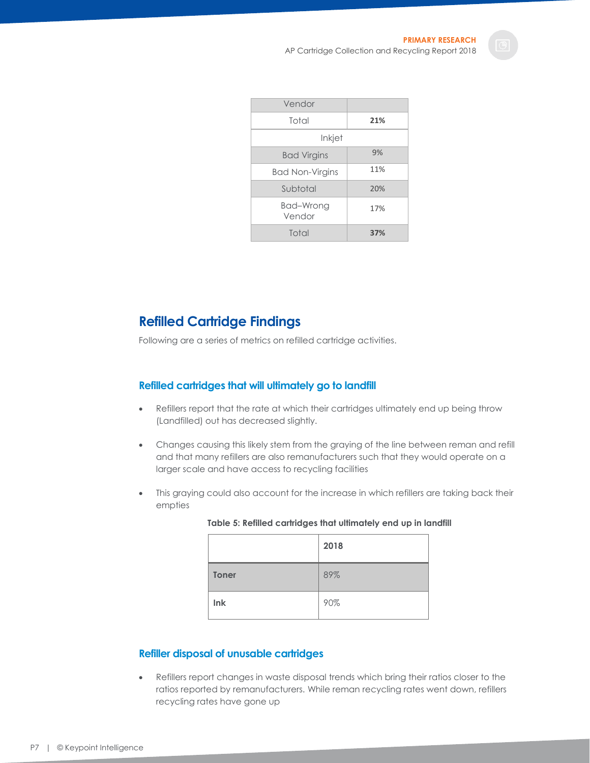| Vendor | |
|---|---|
| Total | **21%** |
| Inkjet | |
| Bad Virgins | 9% |
| Bad Non-Virgins | 11% |
| Subtotal | 20% |
| Bad–Wrong Vendor | 17% |
| Total | **37%** |

## Refilled Cartridge Findings

Following are a series of metrics on refilled cartridge activities.

### Refilled cartridges that will ultimately go to landfill

- Refillers report that the rate at which their cartridges ultimately end up being throw (Landfilled) out has decreased slightly.
- Changes causing this likely stem from the graying of the line between reman and refill and that many refillers are also remanufacturers such that they would operate on a larger scale and have access to recycling facilities
- This graying could also account for the increase in which refillers are taking back their empties

**Table 5: Refilled cartridges that ultimately end up in landfill**

| | 2018 |
|---|---|
| **Toner** | 89% |
| **Ink** | 90% |

### Refiller disposal of unusable cartridges

- Refillers report changes in waste disposal trends which bring their ratios closer to the ratios reported by remanufacturers. While reman recycling rates went down, refillers recycling rates have gone up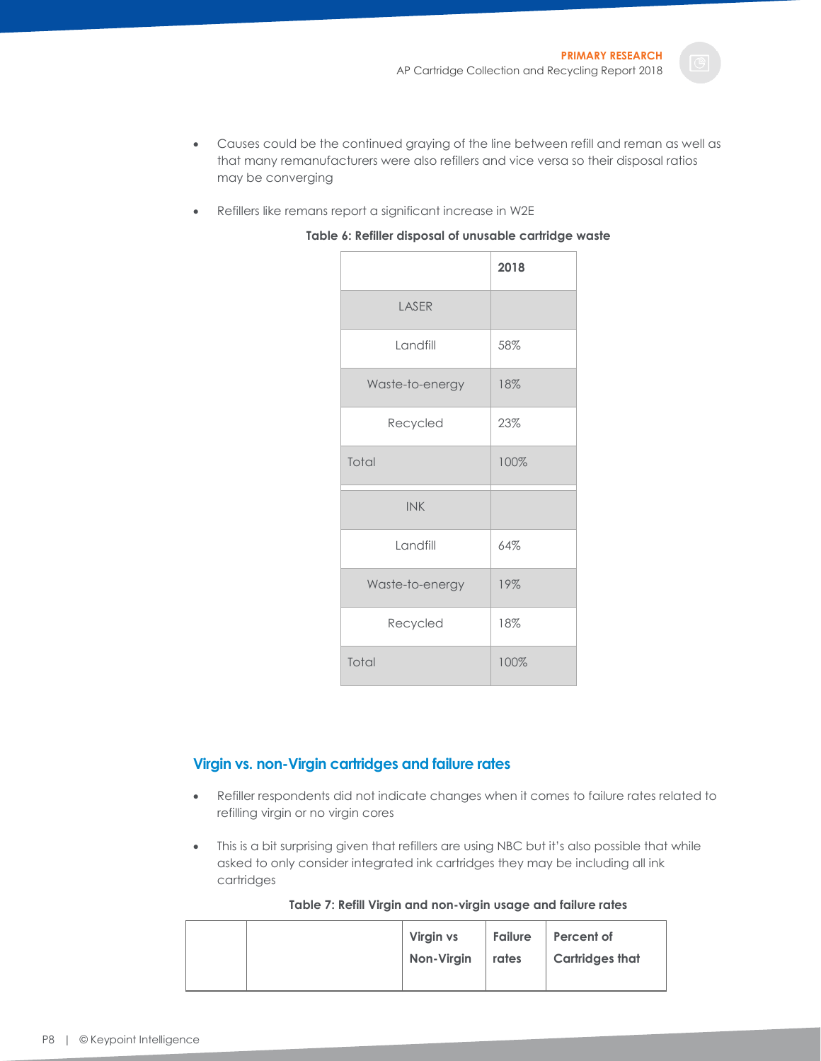- Causes could be the continued graying of the line between refill and reman as well as that many remanufacturers were also refillers and vice versa so their disposal ratios may be converging
- Refillers like remans report a significant increase in W2E

**Table 6: Refiller disposal of unusable cartridge waste**

| | 2018 |
|---|---|
| LASER | |
| Landfill | 58% |
| Waste-to-energy | 18% |
| Recycled | 23% |
| Total | 100% |
| INK | |
| Landfill | 64% |
| Waste-to-energy | 19% |
| Recycled | 18% |
| Total | 100% |

## Virgin vs. non-Virgin cartridges and failure rates

- Refiller respondents did not indicate changes when it comes to failure rates related to refilling virgin or no virgin cores
- This is a bit surprising given that refillers are using NBC but it's also possible that while asked to only consider integrated ink cartridges they may be including all ink cartridges

**Table 7: Refill Virgin and non-virgin usage and failure rates**

| | | Virgin vs Non-Virgin | Failure rates | Percent of Cartridges that |
|---|---|---|---|---|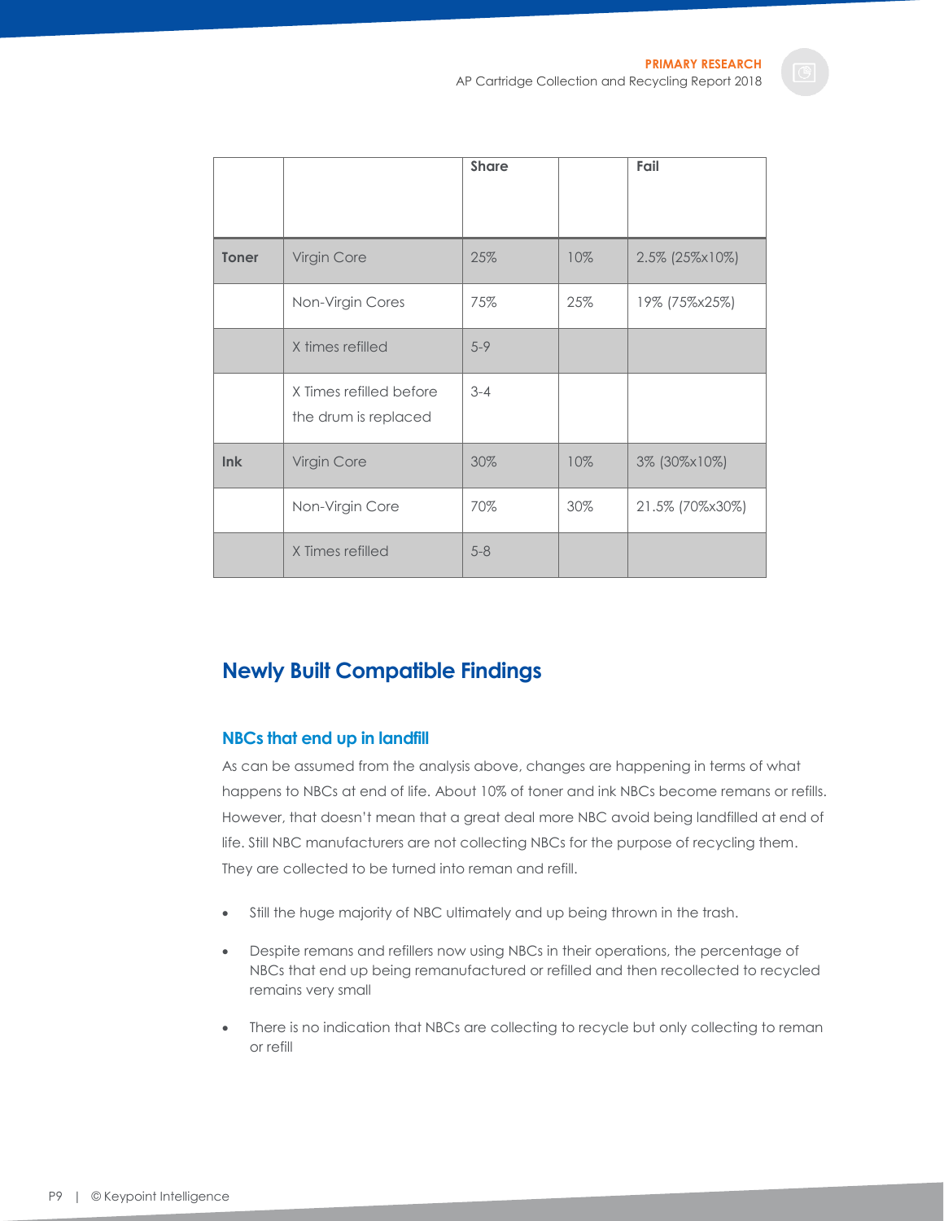| | | Share | | Fail |
|---|---|---|---|---|
| **Toner** | Virgin Core | 25% | 10% | 2.5% (25%x10%) |
| | Non-Virgin Cores | 75% | 25% | 19% (75%x25%) |
| | X times refilled | 5-9 | | |
| | X Times refilled before the drum is replaced | 3-4 | | |
| **Ink** | Virgin Core | 30% | 10% | 3% (30%x10%) |
| | Non-Virgin Core | 70% | 30% | 21.5% (70%x30%) |
| | X Times refilled | 5-8 | | |

## Newly Built Compatible Findings

### NBCs that end up in landfill

As can be assumed from the analysis above, changes are happening in terms of what happens to NBCs at end of life. About 10% of toner and ink NBCs become remans or refills. However, that doesn't mean that a great deal more NBC avoid being landfilled at end of life. Still NBC manufacturers are not collecting NBCs for the purpose of recycling them. They are collected to be turned into reman and refill.

- Still the huge majority of NBC ultimately and up being thrown in the trash.
- Despite remans and refillers now using NBCs in their operations, the percentage of NBCs that end up being remanufactured or refilled and then recollected to recycled remains very small
- There is no indication that NBCs are collecting to recycle but only collecting to reman or refill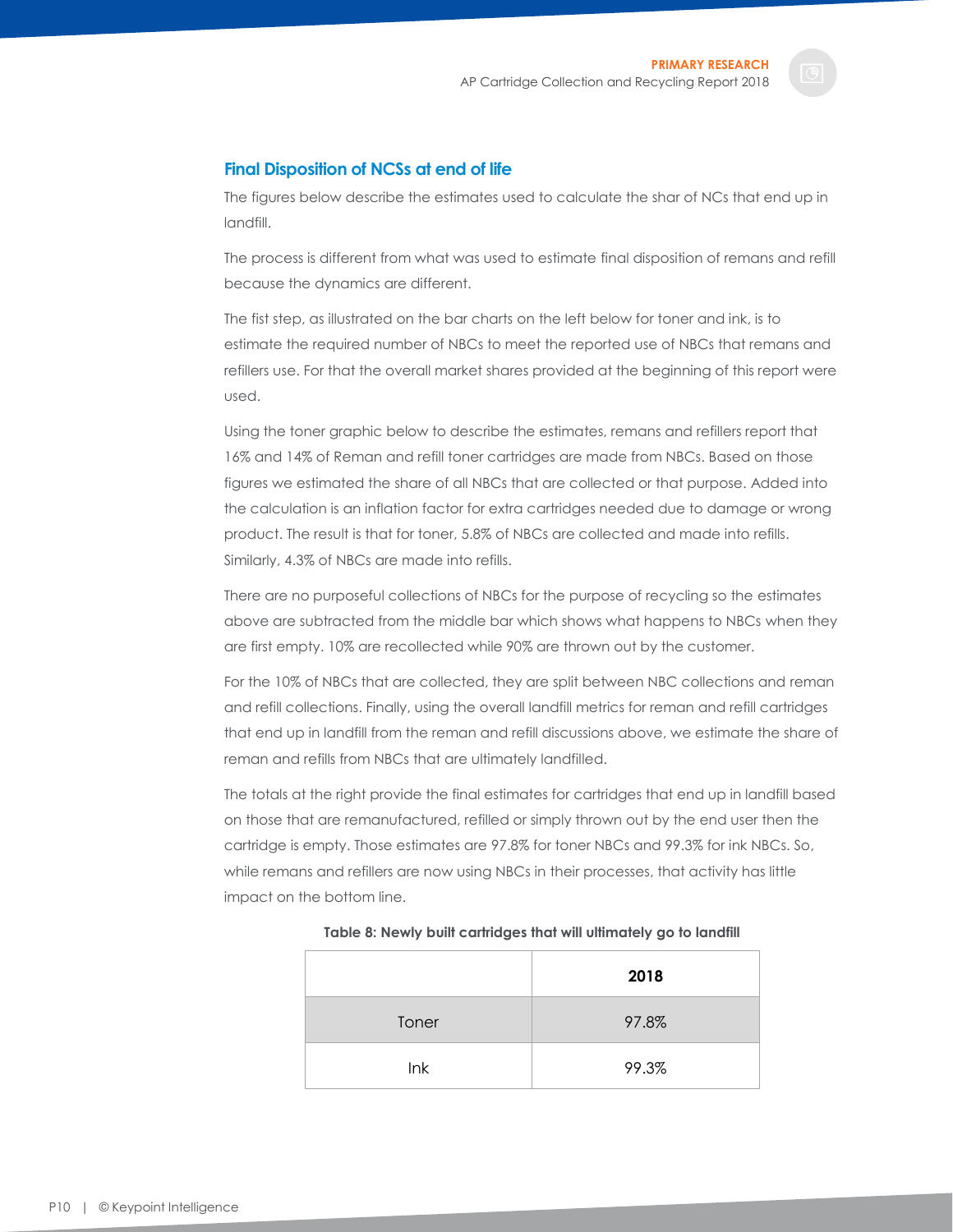## Final Disposition of NCSs at end of life

The figures below describe the estimates used to calculate the shar of NCs that end up in landfill.

The process is different from what was used to estimate final disposition of remans and refill because the dynamics are different.

The fist step, as illustrated on the bar charts on the left below for toner and ink, is to estimate the required number of NBCs to meet the reported use of NBCs that remans and refillers use. For that the overall market shares provided at the beginning of this report were used.

Using the toner graphic below to describe the estimates, remans and refillers report that 16% and 14% of Reman and refill toner cartridges are made from NBCs. Based on those figures we estimated the share of all NBCs that are collected or that purpose. Added into the calculation is an inflation factor for extra cartridges needed due to damage or wrong product. The result is that for toner, 5.8% of NBCs are collected and made into refills. Similarly, 4.3% of NBCs are made into refills.

There are no purposeful collections of NBCs for the purpose of recycling so the estimates above are subtracted from the middle bar which shows what happens to NBCs when they are first empty. 10% are recollected while 90% are thrown out by the customer.

For the 10% of NBCs that are collected, they are split between NBC collections and reman and refill collections. Finally, using the overall landfill metrics for reman and refill cartridges that end up in landfill from the reman and refill discussions above, we estimate the share of reman and refills from NBCs that are ultimately landfilled.

The totals at the right provide the final estimates for cartridges that end up in landfill based on those that are remanufactured, refilled or simply thrown out by the end user then the cartridge is empty. Those estimates are 97.8% for toner NBCs and 99.3% for ink NBCs. So, while remans and refillers are now using NBCs in their processes, that activity has little impact on the bottom line.

**Table 8: Newly built cartridges that will ultimately go to landfill**

| | 2018 |
|---|---|
| Toner | 97.8% |
| Ink | 99.3% |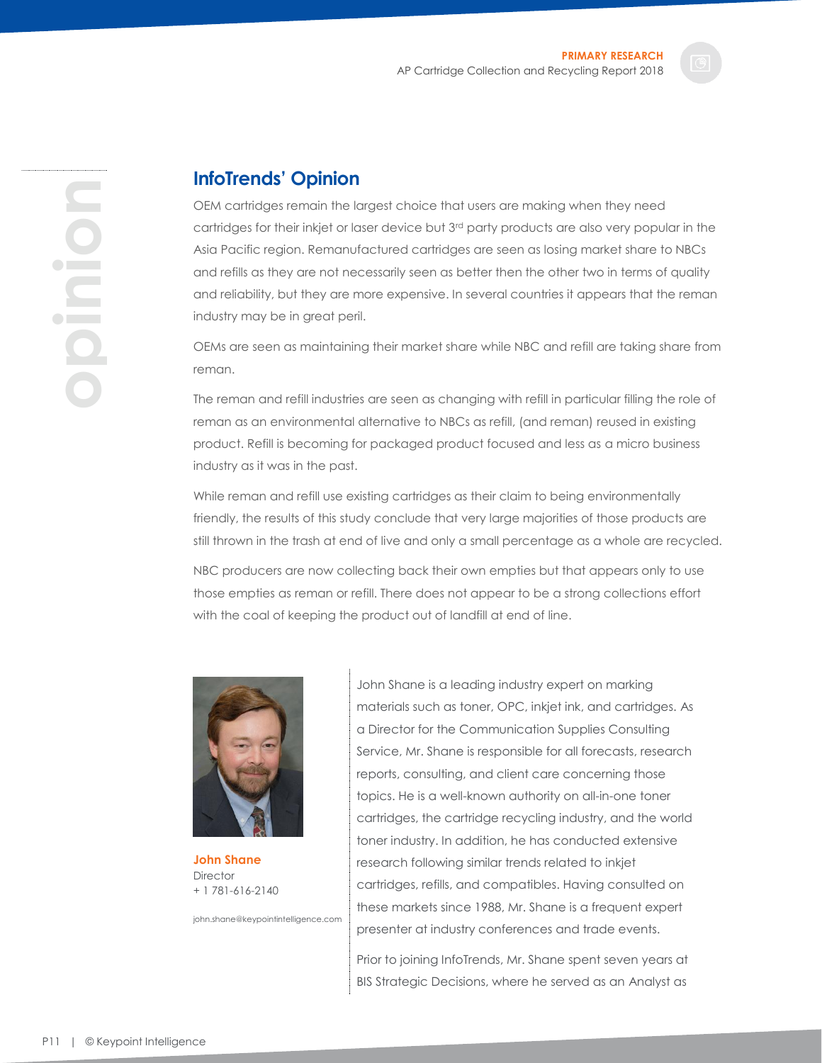## InfoTrends' Opinion

OEM cartridges remain the largest choice that users are making when they need cartridges for their inkjet or laser device but 3rd party products are also very popular in the Asia Pacific region. Remanufactured cartridges are seen as losing market share to NBCs and refills as they are not necessarily seen as better then the other two in terms of quality and reliability, but they are more expensive. In several countries it appears that the reman industry may be in great peril.

OEMs are seen as maintaining their market share while NBC and refill are taking share from reman.

The reman and refill industries are seen as changing with refill in particular filling the role of reman as an environmental alternative to NBCs as refill, (and reman) reused in existing product. Refill is becoming for packaged product focused and less as a micro business industry as it was in the past.

While reman and refill use existing cartridges as their claim to being environmentally friendly, the results of this study conclude that very large majorities of those products are still thrown in the trash at end of live and only a small percentage as a whole are recycled.

NBC producers are now collecting back their own empties but that appears only to use those empties as reman or refill. There does not appear to be a strong collections effort with the coal of keeping the product out of landfill at end of line.

**John Shane**
Director
+ 1 781-616-2140

john.shane@keypointintelligence.com

John Shane is a leading industry expert on marking materials such as toner, OPC, inkjet ink, and cartridges. As a Director for the Communication Supplies Consulting Service, Mr. Shane is responsible for all forecasts, research reports, consulting, and client care concerning those topics. He is a well-known authority on all-in-one toner cartridges, the cartridge recycling industry, and the world toner industry. In addition, he has conducted extensive research following similar trends related to inkjet cartridges, refills, and compatibles. Having consulted on these markets since 1988, Mr. Shane is a frequent expert presenter at industry conferences and trade events.

Prior to joining InfoTrends, Mr. Shane spent seven years at BIS Strategic Decisions, where he served as an Analyst as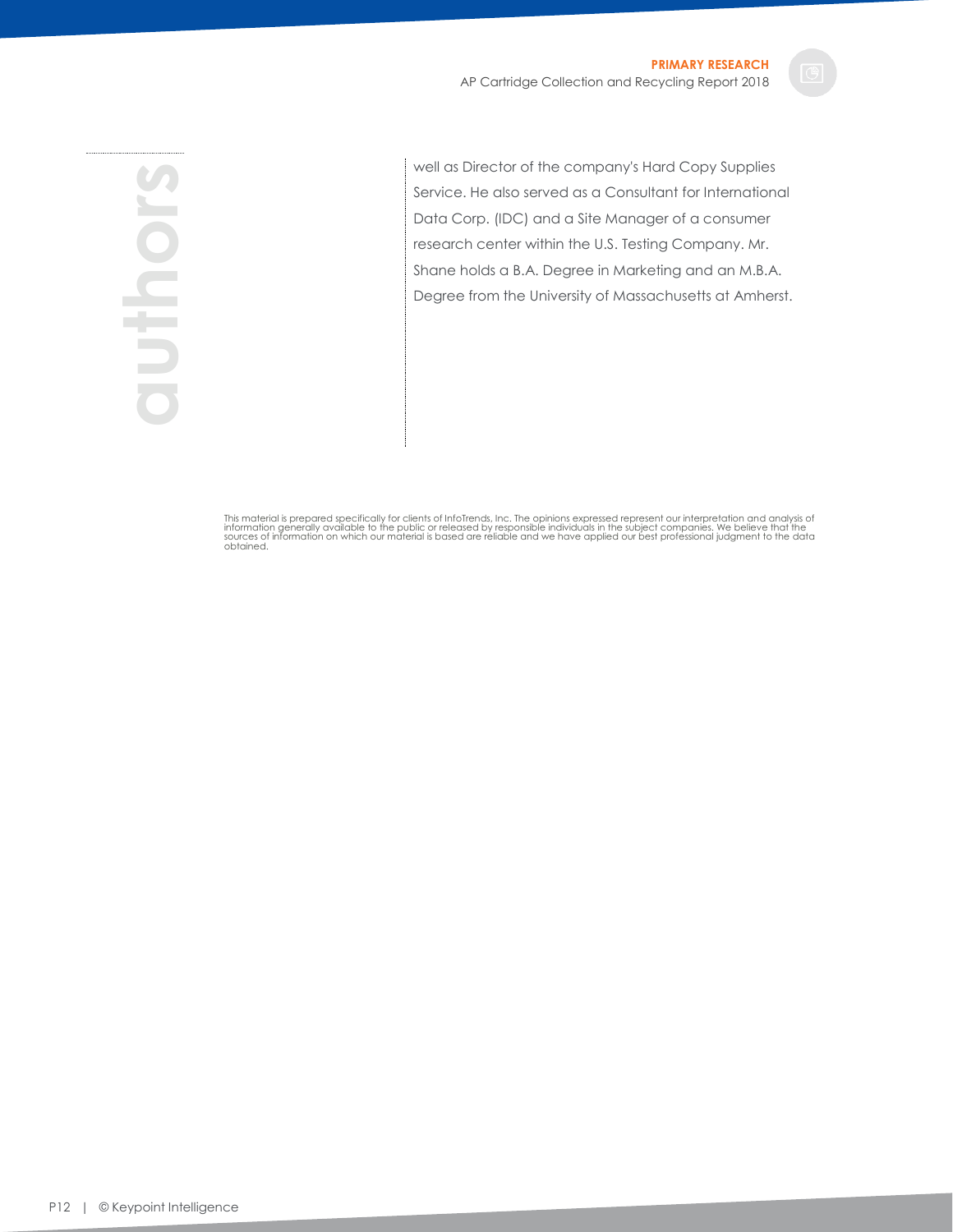# authors

well as Director of the company's Hard Copy Supplies Service. He also served as a Consultant for International Data Corp. (IDC) and a Site Manager of a consumer research center within the U.S. Testing Company. Mr. Shane holds a B.A. Degree in Marketing and an M.B.A. Degree from the University of Massachusetts at Amherst.

This material is prepared specifically for clients of InfoTrends, Inc. The opinions expressed represent our interpretation and analysis of information generally available to the public or released by responsible individuals in the subject companies. We believe that the sources of information on which our material is based are reliable and we have applied our best professional judgment to the data obtained.